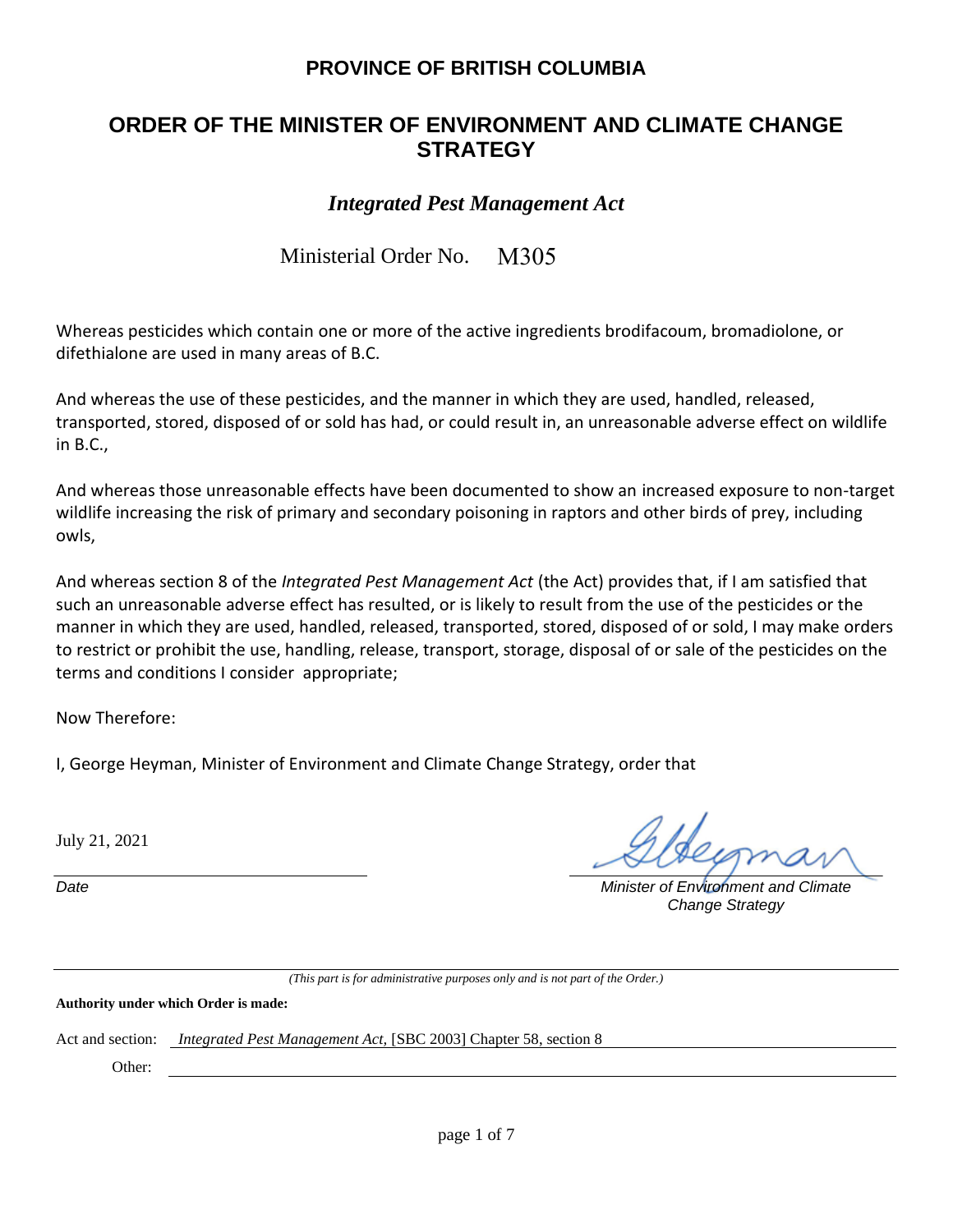# PROVINCE OF BRITISH COLUMBIA

## ORDER OF THE MINISTER OF ENVIRONMENT AND CLIMATE CHANGE STRATEGY

### *Integrated Pest Management Act*

Ministerial Order No. M305

Whereas pesticides which contain one or more of the active ingredients brodifacoum, bromadiolone, or difethialone are used in many areas of B.C.

And whereas the use of these pesticides, and the manner in which they are used, handled, released, transported, stored, disposed of or sold has had, or could result in, an unreasonable adverse effect on wildlife in B.C.,

And whereas those unreasonable effects have been documented to show an increased exposure to non-target wildlife increasing the risk of primary and secondary poisoning in raptors and other birds of prey, including owls,

And whereas section 8 of the *Integrated Pest Management Act* (the Act) provides that, if I am satisfied that such an unreasonable adverse effect has resulted, or is likely to result from the use of the pesticides or the manner in which they are used, handled, released, transported, stored, disposed of or sold, I may make orders to restrict or prohibit the use, handling, release, transport, storage, disposal of or sale of the pesticides on the terms and conditions I consider appropriate;

Now Therefore:

I, George Heyman, Minister of Environment and Climate Change Strategy, order that

July 21, 2021

*Date*

*Minister of Environment and Climate Change Strategy*

*(This part is for administrative purposes only and is not part of the Order.)*

**Authority under which Order is made:**

Act and section: *Integrated Pest Management Act,* [SBC 2003] Chapter 58, section 8

Other: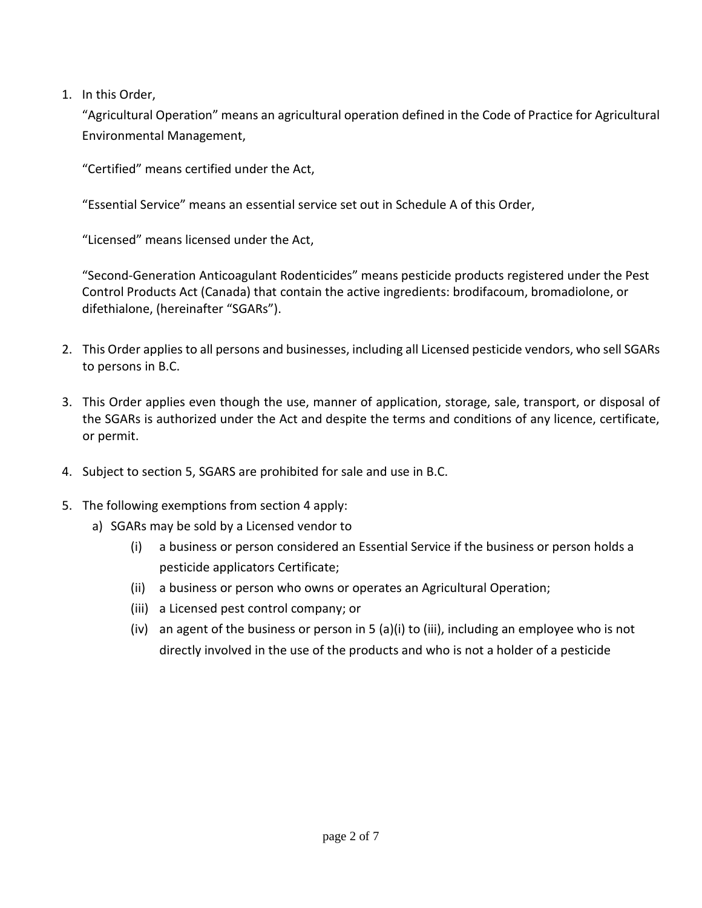1. In this Order,

   "Agricultural Operation" means an agricultural operation defined in the Code of Practice for Agricultural Environmental Management,

   "Certified" means certified under the Act,

   "Essential Service" means an essential service set out in Schedule A of this Order,

   "Licensed" means licensed under the Act,

   "Second-Generation Anticoagulant Rodenticides" means pesticide products registered under the Pest Control Products Act (Canada) that contain the active ingredients: brodifacoum, bromadiolone, or difethialone, (hereinafter "SGARs").

2. This Order applies to all persons and businesses, including all Licensed pesticide vendors, who sell SGARs to persons in B.C.

3. This Order applies even though the use, manner of application, storage, sale, transport, or disposal of the SGARs is authorized under the Act and despite the terms and conditions of any licence, certificate, or permit.

4. Subject to section 5, SGARS are prohibited for sale and use in B.C.

5. The following exemptions from section 4 apply:
   a) SGARs may be sold by a Licensed vendor to
      (i) a business or person considered an Essential Service if the business or person holds a pesticide applicators Certificate;
      (ii) a business or person who owns or operates an Agricultural Operation;
      (iii) a Licensed pest control company; or
      (iv) an agent of the business or person in 5 (a)(i) to (iii), including an employee who is not directly involved in the use of the products and who is not a holder of a pesticide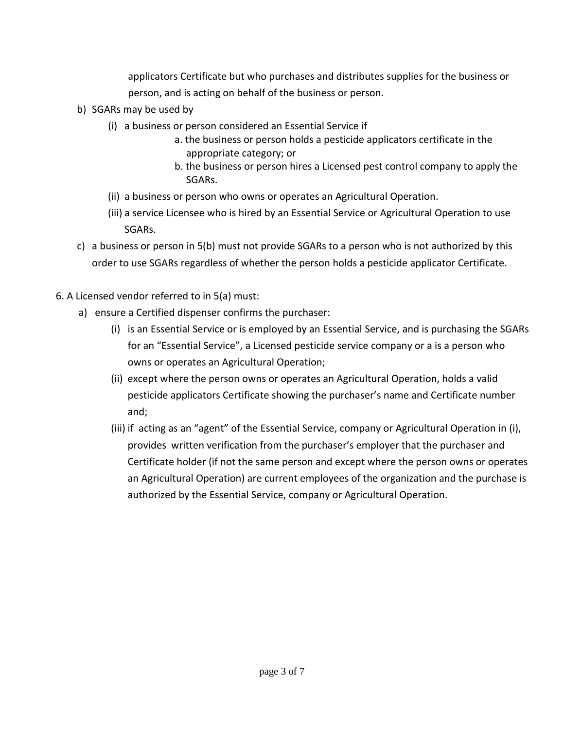applicators Certificate but who purchases and distributes supplies for the business or person, and is acting on behalf of the business or person.

b) SGARs may be used by

  (i) a business or person considered an Essential Service if

    a. the business or person holds a pesticide applicators certificate in the appropriate category; or

    b. the business or person hires a Licensed pest control company to apply the SGARs.

  (ii) a business or person who owns or operates an Agricultural Operation.

  (iii) a service Licensee who is hired by an Essential Service or Agricultural Operation to use SGARs.

c) a business or person in 5(b) must not provide SGARs to a person who is not authorized by this order to use SGARs regardless of whether the person holds a pesticide applicator Certificate.

6. A Licensed vendor referred to in 5(a) must:

  a) ensure a Certified dispenser confirms the purchaser:

    (i) is an Essential Service or is employed by an Essential Service, and is purchasing the SGARs for an "Essential Service", a Licensed pesticide service company or a is a person who owns or operates an Agricultural Operation;

    (ii) except where the person owns or operates an Agricultural Operation, holds a valid pesticide applicators Certificate showing the purchaser's name and Certificate number and;

    (iii) if acting as an "agent" of the Essential Service, company or Agricultural Operation in (i), provides written verification from the purchaser's employer that the purchaser and Certificate holder (if not the same person and except where the person owns or operates an Agricultural Operation) are current employees of the organization and the purchase is authorized by the Essential Service, company or Agricultural Operation.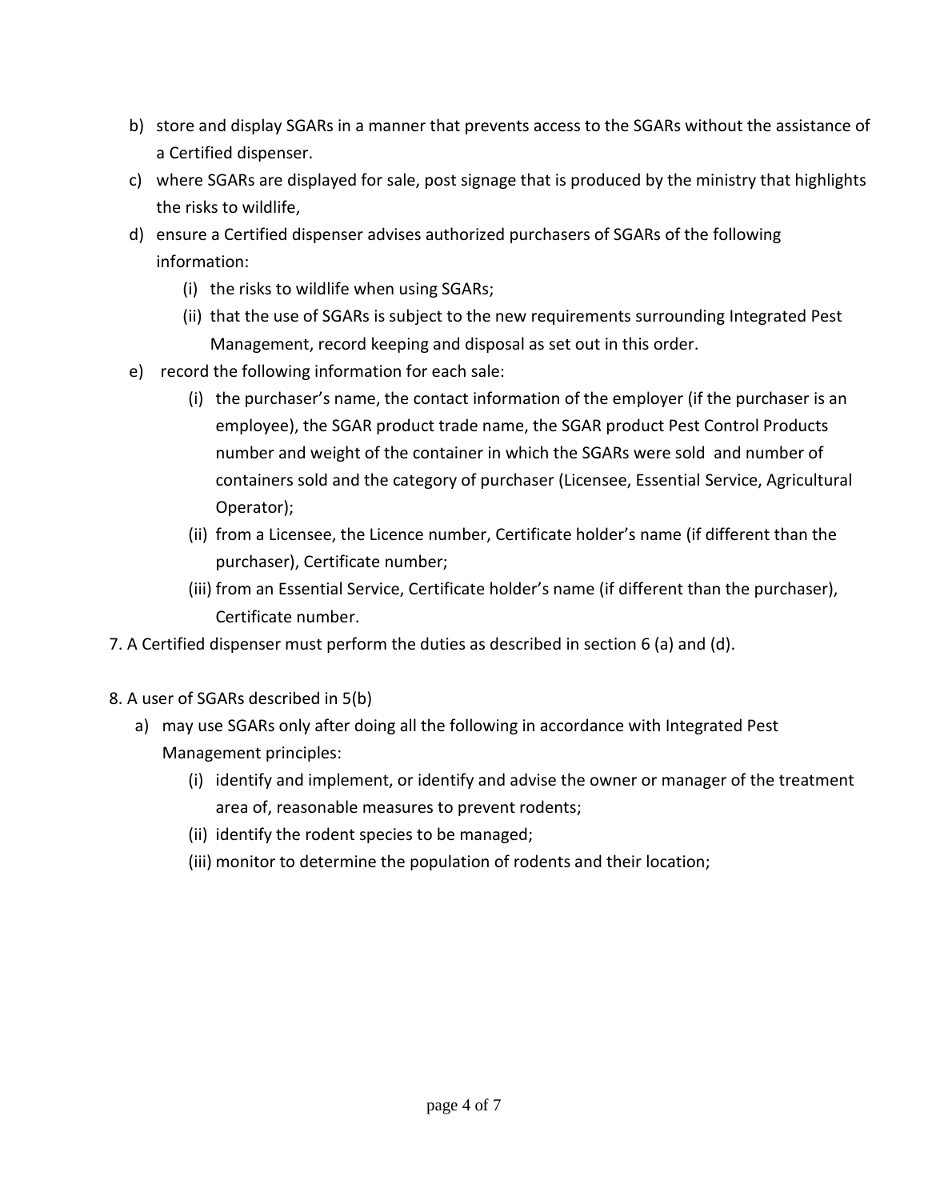b) store and display SGARs in a manner that prevents access to the SGARs without the assistance of a Certified dispenser.

c) where SGARs are displayed for sale, post signage that is produced by the ministry that highlights the risks to wildlife,

d) ensure a Certified dispenser advises authorized purchasers of SGARs of the following information:

   (i) the risks to wildlife when using SGARs;

   (ii) that the use of SGARs is subject to the new requirements surrounding Integrated Pest Management, record keeping and disposal as set out in this order.

e) record the following information for each sale:

   (i) the purchaser's name, the contact information of the employer (if the purchaser is an employee), the SGAR product trade name, the SGAR product Pest Control Products number and weight of the container in which the SGARs were sold and number of containers sold and the category of purchaser (Licensee, Essential Service, Agricultural Operator);

   (ii) from a Licensee, the Licence number, Certificate holder's name (if different than the purchaser), Certificate number;

   (iii) from an Essential Service, Certificate holder's name (if different than the purchaser), Certificate number.

7. A Certified dispenser must perform the duties as described in section 6 (a) and (d).

8. A user of SGARs described in 5(b)

a) may use SGARs only after doing all the following in accordance with Integrated Pest Management principles:

   (i) identify and implement, or identify and advise the owner or manager of the treatment area of, reasonable measures to prevent rodents;

   (ii) identify the rodent species to be managed;

   (iii) monitor to determine the population of rodents and their location;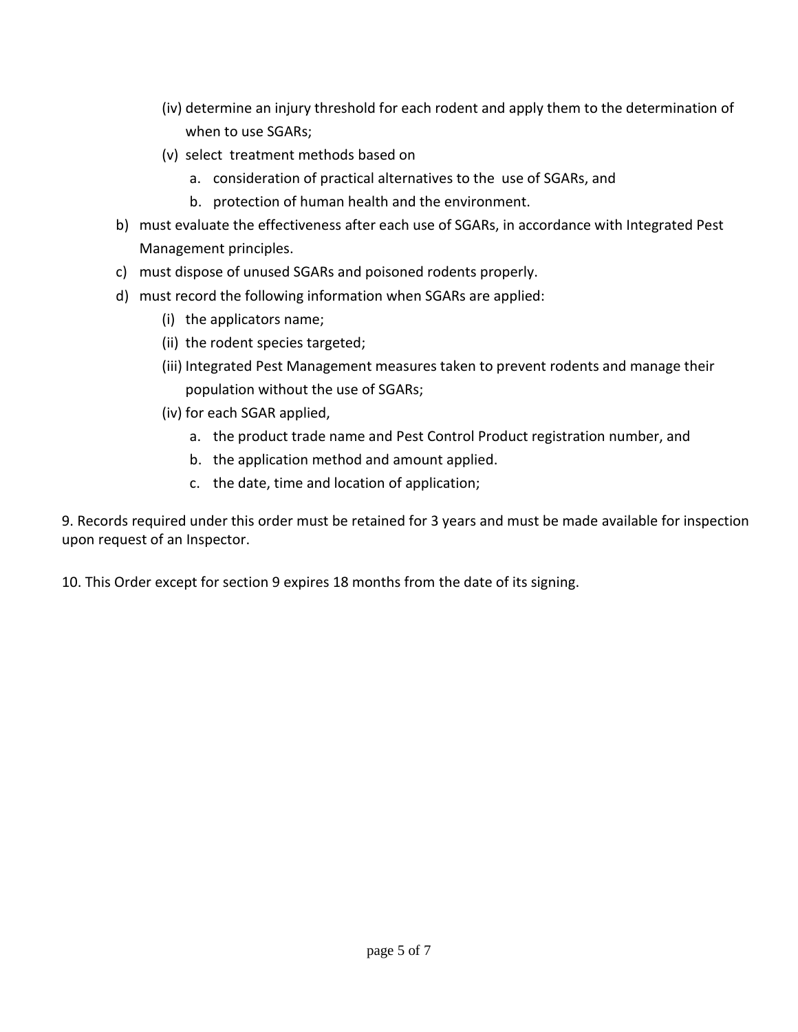(iv) determine an injury threshold for each rodent and apply them to the determination of when to use SGARs;

(v) select treatment methods based on

a. consideration of practical alternatives to the use of SGARs, and

b. protection of human health and the environment.

b) must evaluate the effectiveness after each use of SGARs, in accordance with Integrated Pest Management principles.

c) must dispose of unused SGARs and poisoned rodents properly.

d) must record the following information when SGARs are applied:

(i) the applicators name;

(ii) the rodent species targeted;

(iii) Integrated Pest Management measures taken to prevent rodents and manage their population without the use of SGARs;

(iv) for each SGAR applied,

a. the product trade name and Pest Control Product registration number, and

b. the application method and amount applied.

c. the date, time and location of application;

9. Records required under this order must be retained for 3 years and must be made available for inspection upon request of an Inspector.

10. This Order except for section 9 expires 18 months from the date of its signing.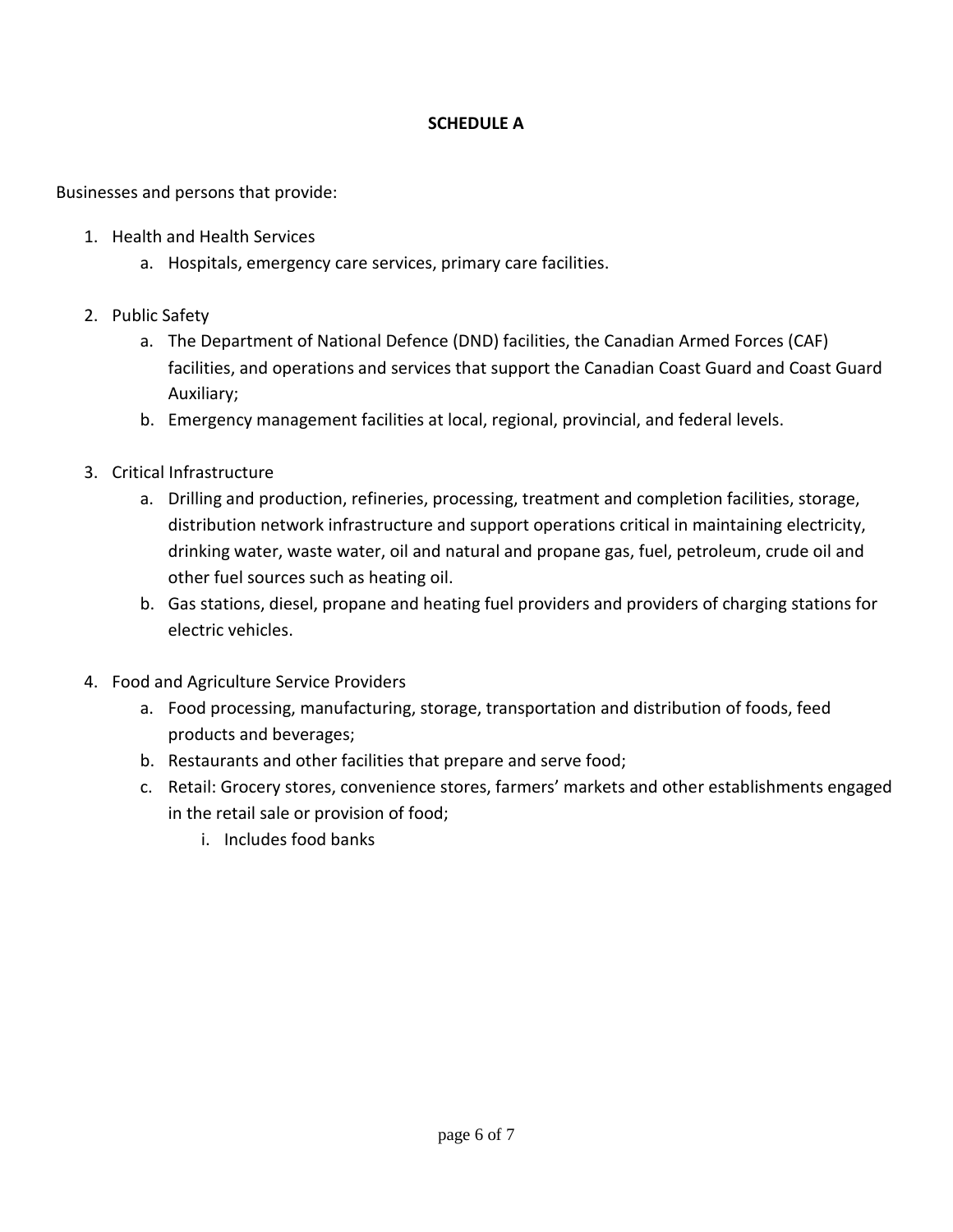**SCHEDULE A**

Businesses and persons that provide:

1. Health and Health Services
    a. Hospitals, emergency care services, primary care facilities.

2. Public Safety
    a. The Department of National Defence (DND) facilities, the Canadian Armed Forces (CAF) facilities, and operations and services that support the Canadian Coast Guard and Coast Guard Auxiliary;
    b. Emergency management facilities at local, regional, provincial, and federal levels.

3. Critical Infrastructure
    a. Drilling and production, refineries, processing, treatment and completion facilities, storage, distribution network infrastructure and support operations critical in maintaining electricity, drinking water, waste water, oil and natural and propane gas, fuel, petroleum, crude oil and other fuel sources such as heating oil.
    b. Gas stations, diesel, propane and heating fuel providers and providers of charging stations for electric vehicles.

4. Food and Agriculture Service Providers
    a. Food processing, manufacturing, storage, transportation and distribution of foods, feed products and beverages;
    b. Restaurants and other facilities that prepare and serve food;
    c. Retail: Grocery stores, convenience stores, farmers' markets and other establishments engaged in the retail sale or provision of food;
        i. Includes food banks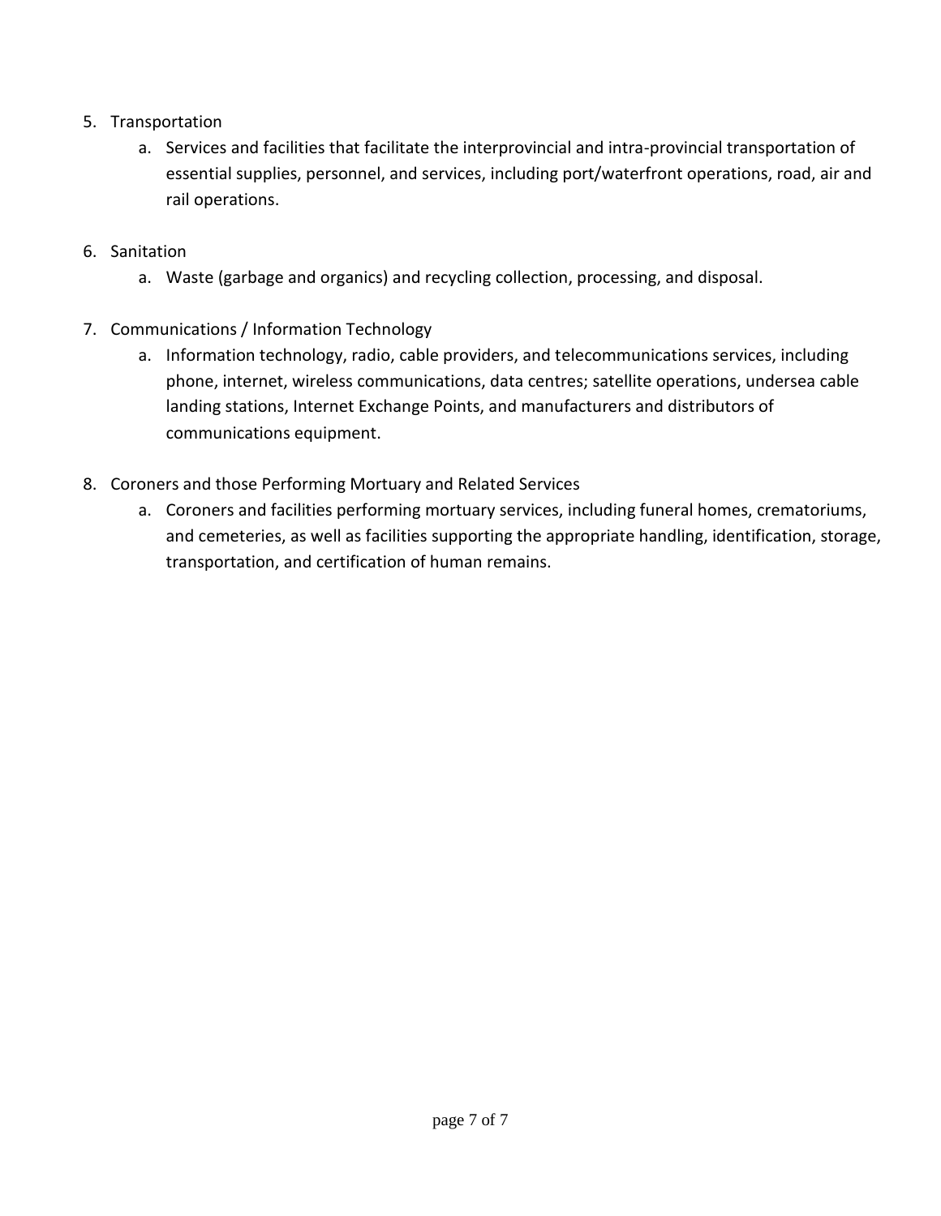5. Transportation
    a. Services and facilities that facilitate the interprovincial and intra-provincial transportation of essential supplies, personnel, and services, including port/waterfront operations, road, air and rail operations.

6. Sanitation
    a. Waste (garbage and organics) and recycling collection, processing, and disposal.

7. Communications / Information Technology
    a. Information technology, radio, cable providers, and telecommunications services, including phone, internet, wireless communications, data centres; satellite operations, undersea cable landing stations, Internet Exchange Points, and manufacturers and distributors of communications equipment.

8. Coroners and those Performing Mortuary and Related Services
    a. Coroners and facilities performing mortuary services, including funeral homes, crematoriums, and cemeteries, as well as facilities supporting the appropriate handling, identification, storage, transportation, and certification of human remains.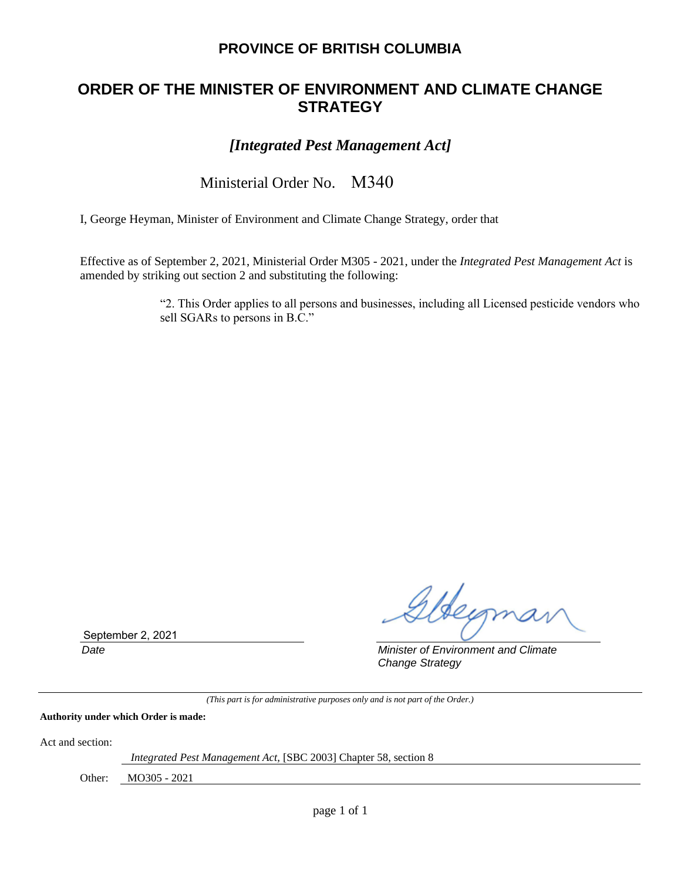# PROVINCE OF BRITISH COLUMBIA

## ORDER OF THE MINISTER OF ENVIRONMENT AND CLIMATE CHANGE STRATEGY

### *[Integrated Pest Management Act]*

Ministerial Order No. M340

I, George Heyman, Minister of Environment and Climate Change Strategy, order that

Effective as of September 2, 2021, Ministerial Order M305 - 2021, under the *Integrated Pest Management Act* is amended by striking out section 2 and substituting the following:

> "2. This Order applies to all persons and businesses, including all Licensed pesticide vendors who sell SGARs to persons in B.C."

September 2, 2021
*Date*

*Minister of Environment and Climate Change Strategy*

*(This part is for administrative purposes only and is not part of the Order.)*

**Authority under which Order is made:**

Act and section: *Integrated Pest Management Act*, [SBC 2003] Chapter 58, section 8

Other: MO305 - 2021